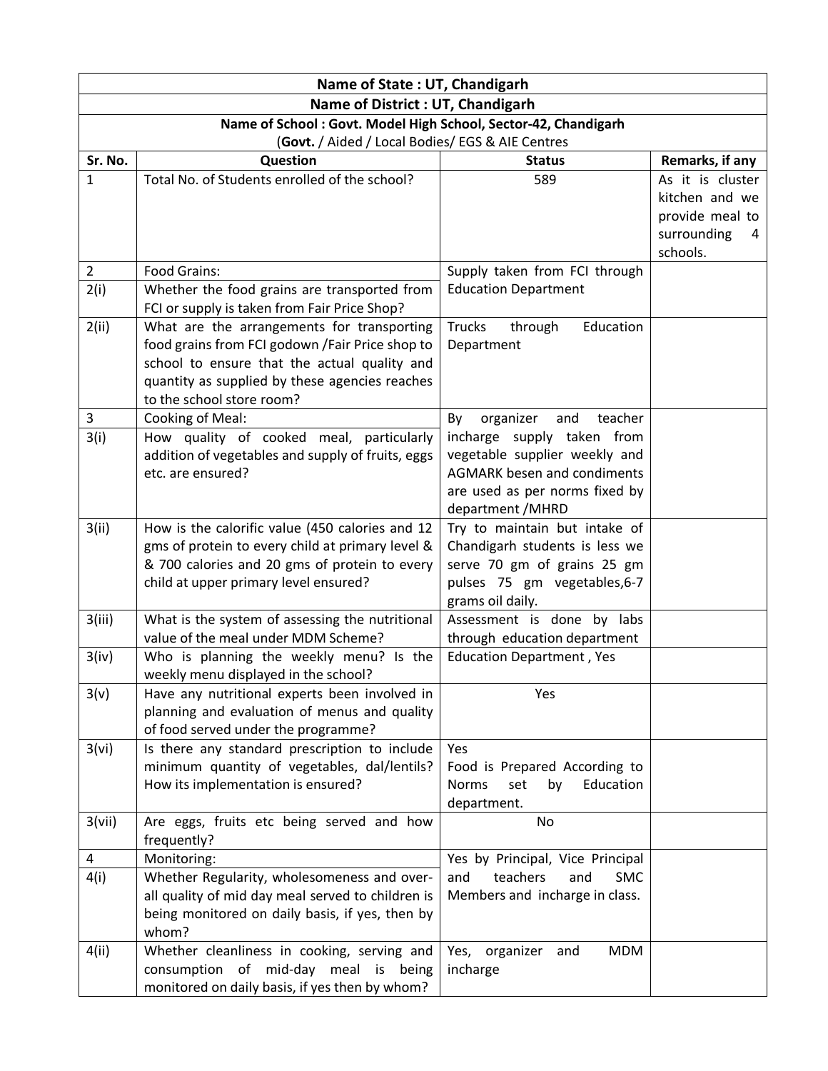| Name of State : UT, Chandigarh | | | |
|---|---|---|---|
| **Name of District : UT, Chandigarh** | | | |
| **Name of School : Govt. Model High School, Sector-42, Chandigarh** (**Govt.** / Aided / Local Bodies/ EGS & AIE Centres | | | |
| **Sr. No.** | **Question** | **Status** | **Remarks, if any** |
| 1 | Total No. of Students enrolled of the school? | 589 | As it is cluster kitchen and we provide meal to surrounding 4 schools. |
| 2 | Food Grains: | Supply taken from FCI through Education Department | |
| 2(i) | Whether the food grains are transported from FCI or supply is taken from Fair Price Shop? | | |
| 2(ii) | What are the arrangements for transporting food grains from FCI godown /Fair Price shop to school to ensure that the actual quality and quantity as supplied by these agencies reaches to the school store room? | Trucks through Education Department | |
| 3 | Cooking of Meal: | By organizer and teacher incharge supply taken from vegetable supplier weekly and AGMARK besen and condiments are used as per norms fixed by department /MHRD | |
| 3(i) | How quality of cooked meal, particularly addition of vegetables and supply of fruits, eggs etc. are ensured? | | |
| 3(ii) | How is the calorific value (450 calories and 12 gms of protein to every child at primary level & & 700 calories and 20 gms of protein to every child at upper primary level ensured? | Try to maintain but intake of Chandigarh students is less we serve 70 gm of grains 25 gm pulses 75 gm vegetables,6-7 grams oil daily. | |
| 3(iii) | What is the system of assessing the nutritional value of the meal under MDM Scheme? | Assessment is done by labs through education department | |
| 3(iv) | Who is planning the weekly menu? Is the weekly menu displayed in the school? | Education Department , Yes | |
| 3(v) | Have any nutritional experts been involved in planning and evaluation of menus and quality of food served under the programme? | Yes | |
| 3(vi) | Is there any standard prescription to include minimum quantity of vegetables, dal/lentils? How its implementation is ensured? | Yes Food is Prepared According to Norms set by Education department. | |
| 3(vii) | Are eggs, fruits etc being served and how frequently? | No | |
| 4 | Monitoring: | Yes by Principal, Vice Principal and teachers and SMC Members and incharge in class. | |
| 4(i) | Whether Regularity, wholesomeness and over-all quality of mid day meal served to children is being monitored on daily basis, if yes, then by whom? | | |
| 4(ii) | Whether cleanliness in cooking, serving and consumption of mid-day meal is being monitored on daily basis, if yes then by whom? | Yes, organizer and MDM incharge | |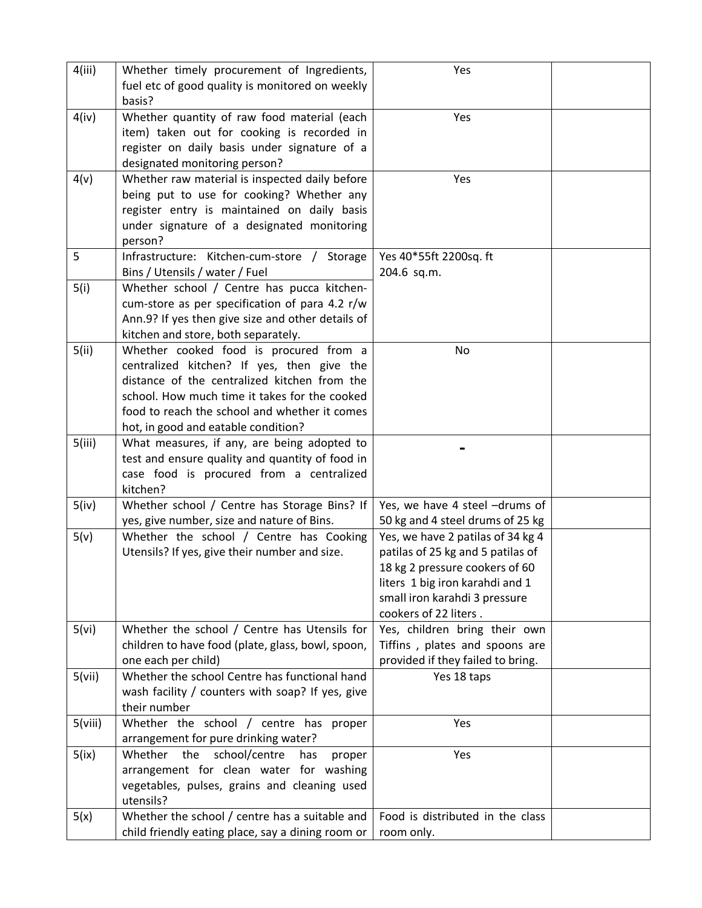| | | | |
|---|---|---|---|
| 4(iii) | Whether timely procurement of Ingredients, fuel etc of good quality is monitored on weekly basis? | Yes | |
| 4(iv) | Whether quantity of raw food material (each item) taken out for cooking is recorded in register on daily basis under signature of a designated monitoring person? | Yes | |
| 4(v) | Whether raw material is inspected daily before being put to use for cooking? Whether any register entry is maintained on daily basis under signature of a designated monitoring person? | Yes | |
| 5 | Infrastructure: Kitchen-cum-store / Storage Bins / Utensils / water / Fuel | Yes 40*55ft 2200sq. ft 204.6 sq.m. | |
| 5(i) | Whether school / Centre has pucca kitchen-cum-store as per specification of para 4.2 r/w Ann.9? If yes then give size and other details of kitchen and store, both separately. | | |
| 5(ii) | Whether cooked food is procured from a centralized kitchen? If yes, then give the distance of the centralized kitchen from the school. How much time it takes for the cooked food to reach the school and whether it comes hot, in good and eatable condition? | No | |
| 5(iii) | What measures, if any, are being adopted to test and ensure quality and quantity of food in case food is procured from a centralized kitchen? | - | |
| 5(iv) | Whether school / Centre has Storage Bins? If yes, give number, size and nature of Bins. | Yes, we have 4 steel –drums of 50 kg and 4 steel drums of 25 kg | |
| 5(v) | Whether the school / Centre has Cooking Utensils? If yes, give their number and size. | Yes, we have 2 patilas of 34 kg 4 patilas of 25 kg and 5 patilas of 18 kg 2 pressure cookers of 60 liters 1 big iron karahdi and 1 small iron karahdi 3 pressure cookers of 22 liters . | |
| 5(vi) | Whether the school / Centre has Utensils for children to have food (plate, glass, bowl, spoon, one each per child) | Yes, children bring their own Tiffins , plates and spoons are provided if they failed to bring. | |
| 5(vii) | Whether the school Centre has functional hand wash facility / counters with soap? If yes, give their number | Yes 18 taps | |
| 5(viii) | Whether the school / centre has proper arrangement for pure drinking water? | Yes | |
| 5(ix) | Whether the school/centre has proper arrangement for clean water for washing vegetables, pulses, grains and cleaning used utensils? | Yes | |
| 5(x) | Whether the school / centre has a suitable and child friendly eating place, say a dining room or | Food is distributed in the class room only. | |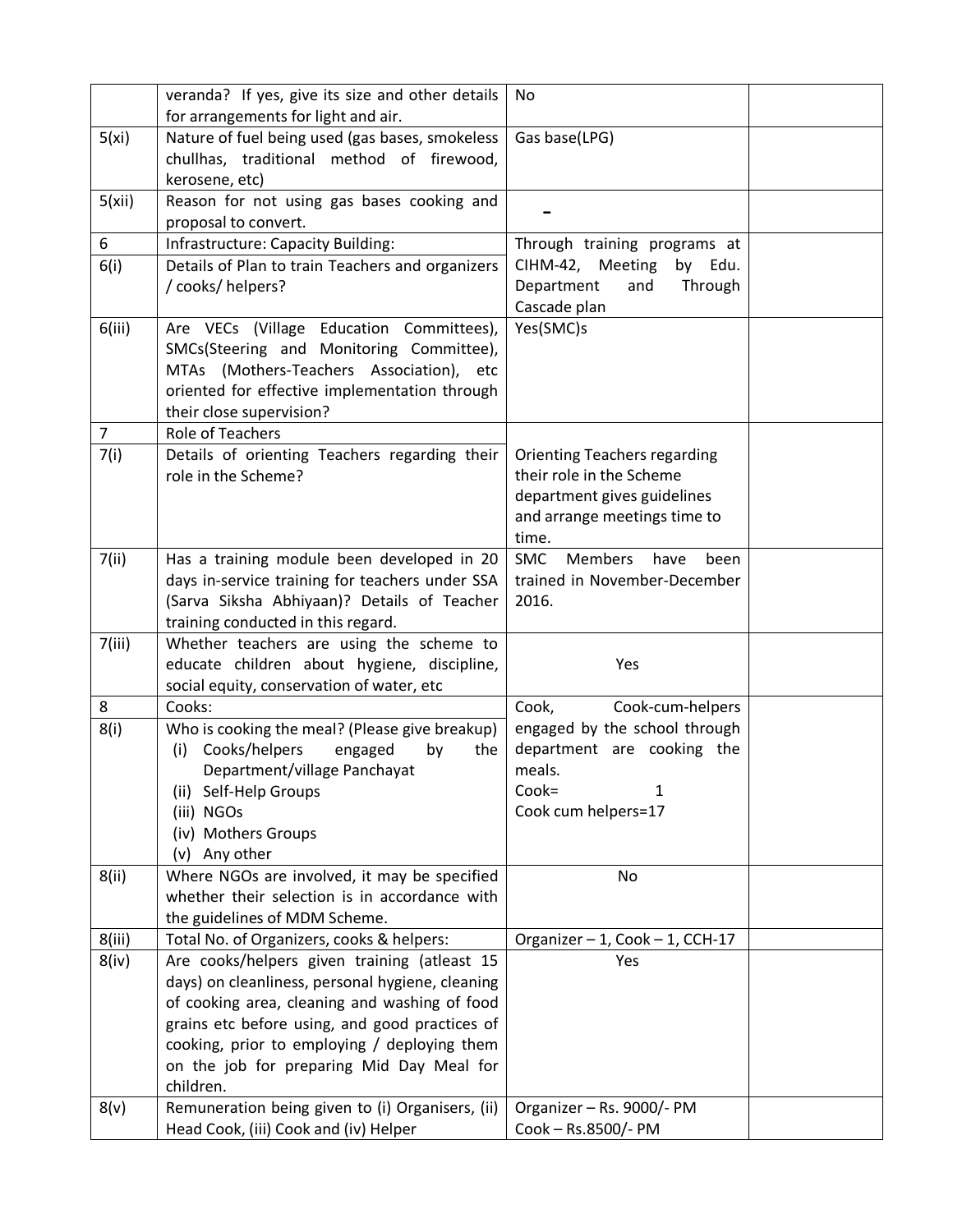| | | | |
|---|---|---|---|
| | veranda? If yes, give its size and other details for arrangements for light and air. | No | |
| 5(xi) | Nature of fuel being used (gas bases, smokeless chullhas, traditional method of firewood, kerosene, etc) | Gas base(LPG) | |
| 5(xii) | Reason for not using gas bases cooking and proposal to convert. | - | |
| 6 | Infrastructure: Capacity Building: | Through training programs at CIHM-42, Meeting by Edu. Department and Through Cascade plan | |
| 6(i) | Details of Plan to train Teachers and organizers / cooks/ helpers? | | |
| 6(iii) | Are VECs (Village Education Committees), SMCs(Steering and Monitoring Committee), MTAs (Mothers-Teachers Association), etc oriented for effective implementation through their close supervision? | Yes(SMC)s | |
| 7 | Role of Teachers | Orienting Teachers regarding their role in the Scheme department gives guidelines and arrange meetings time to time. | |
| 7(i) | Details of orienting Teachers regarding their role in the Scheme? | | |
| 7(ii) | Has a training module been developed in 20 days in-service training for teachers under SSA (Sarva Siksha Abhiyaan)? Details of Teacher training conducted in this regard. | SMC Members have been trained in November-December 2016. | |
| 7(iii) | Whether teachers are using the scheme to educate children about hygiene, discipline, social equity, conservation of water, etc | Yes | |
| 8 | Cooks: | Cook, Cook-cum-helpers engaged by the school through department are cooking the meals.<br>Cook= 1<br>Cook cum helpers=17 | |
| 8(i) | Who is cooking the meal? (Please give breakup)<br>(i) Cooks/helpers engaged by the Department/village Panchayat<br>(ii) Self-Help Groups<br>(iii) NGOs<br>(iv) Mothers Groups<br>(v) Any other | | |
| 8(ii) | Where NGOs are involved, it may be specified whether their selection is in accordance with the guidelines of MDM Scheme. | No | |
| 8(iii) | Total No. of Organizers, cooks & helpers: | Organizer – 1, Cook – 1, CCH-17 | |
| 8(iv) | Are cooks/helpers given training (atleast 15 days) on cleanliness, personal hygiene, cleaning of cooking area, cleaning and washing of food grains etc before using, and good practices of cooking, prior to employing / deploying them on the job for preparing Mid Day Meal for children. | Yes | |
| 8(v) | Remuneration being given to (i) Organisers, (ii) Head Cook, (iii) Cook and (iv) Helper | Organizer – Rs. 9000/- PM<br>Cook – Rs.8500/- PM | |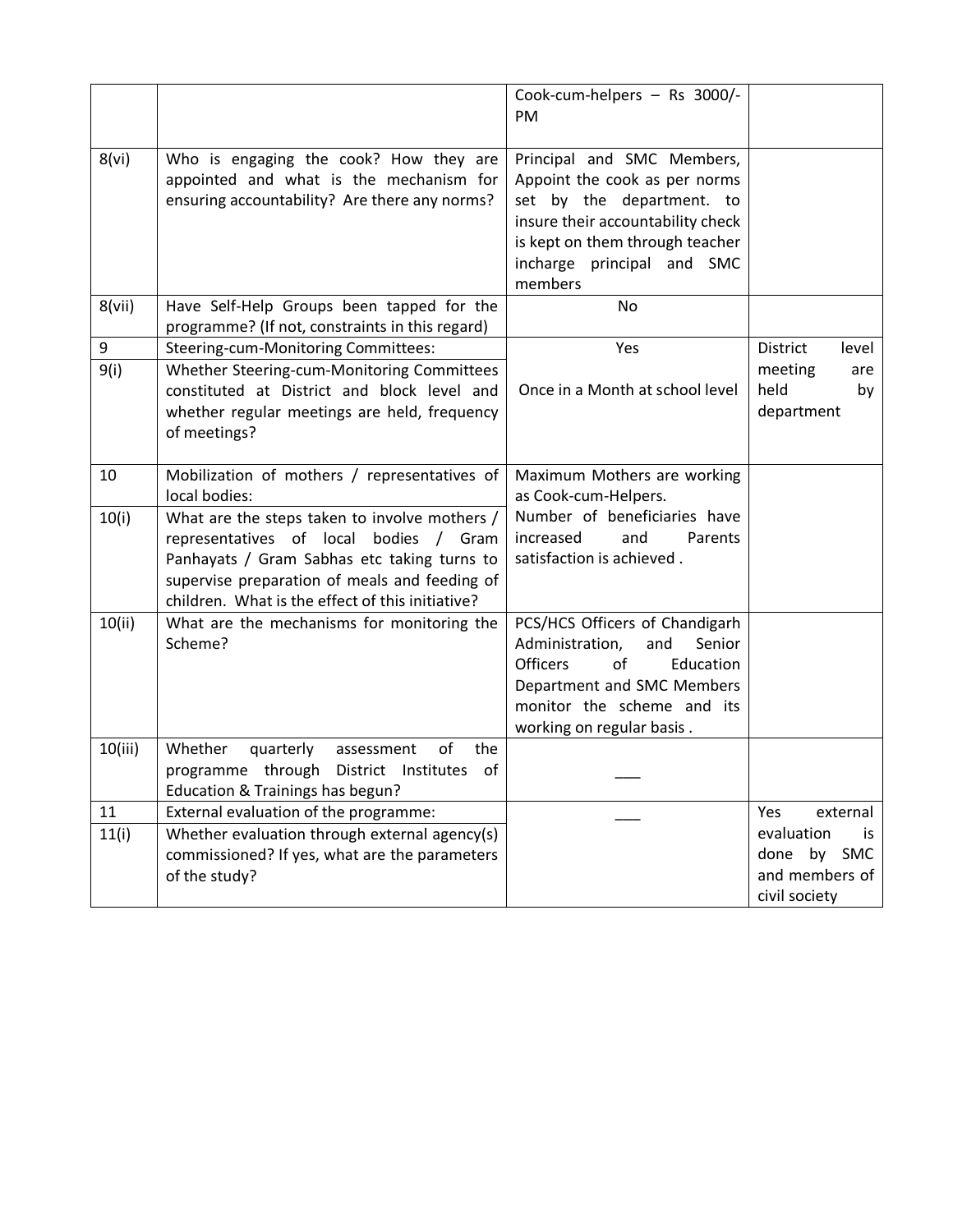| | | | |
|---|---|---|---|
| | | Cook-cum-helpers – Rs 3000/- PM | |
| 8(vi) | Who is engaging the cook? How they are appointed and what is the mechanism for ensuring accountability? Are there any norms? | Principal and SMC Members, Appoint the cook as per norms set by the department. to insure their accountability check is kept on them through teacher incharge principal and SMC members | |
| 8(vii) | Have Self-Help Groups been tapped for the programme? (If not, constraints in this regard) | No | |
| 9 | Steering-cum-Monitoring Committees: | Yes | District level meeting are held by department |
| 9(i) | Whether Steering-cum-Monitoring Committees constituted at District and block level and whether regular meetings are held, frequency of meetings? | Once in a Month at school level | |
| 10 | Mobilization of mothers / representatives of local bodies: | Maximum Mothers are working as Cook-cum-Helpers. | |
| 10(i) | What are the steps taken to involve mothers / representatives of local bodies / Gram Panhayats / Gram Sabhas etc taking turns to supervise preparation of meals and feeding of children. What is the effect of this initiative? | Number of beneficiaries have increased and Parents satisfaction is achieved . | |
| 10(ii) | What are the mechanisms for monitoring the Scheme? | PCS/HCS Officers of Chandigarh Administration, and Senior Officers of Education Department and SMC Members monitor the scheme and its working on regular basis . | |
| 10(iii) | Whether quarterly assessment of the programme through District Institutes of Education & Trainings has begun? | ___ | |
| 11 | External evaluation of the programme: | ___ | Yes external evaluation is done by SMC and members of civil society |
| 11(i) | Whether evaluation through external agency(s) commissioned? If yes, what are the parameters of the study? | | |